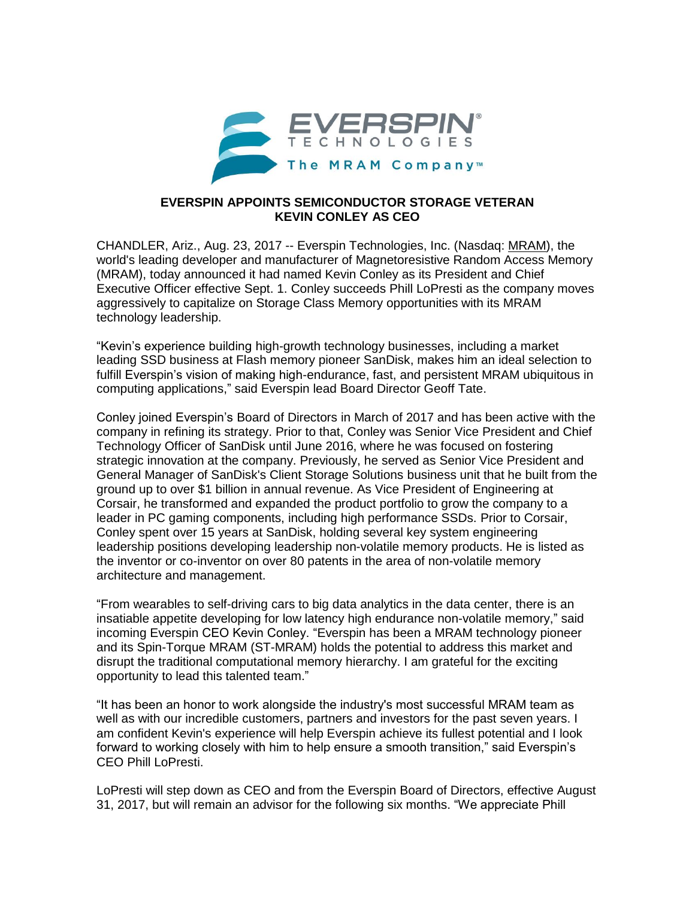# EVERSPIN APPOINTS SEMICONDUCTOR STORAGE VETERAN KEVIN CONLEY AS CEO

CHANDLER, Ariz., Aug. 23, 2017 -- Everspin Technologies, Inc. (Nasdaq: MRAM), the world's leading developer and manufacturer of Magnetoresistive Random Access Memory (MRAM), today announced it had named Kevin Conley as its President and Chief Executive Officer effective Sept. 1. Conley succeeds Phill LoPresti as the company moves aggressively to capitalize on Storage Class Memory opportunities with its MRAM technology leadership.

"Kevin's experience building high-growth technology businesses, including a market leading SSD business at Flash memory pioneer SanDisk, makes him an ideal selection to fulfill Everspin's vision of making high-endurance, fast, and persistent MRAM ubiquitous in computing applications," said Everspin lead Board Director Geoff Tate.

Conley joined Everspin's Board of Directors in March of 2017 and has been active with the company in refining its strategy. Prior to that, Conley was Senior Vice President and Chief Technology Officer of SanDisk until June 2016, where he was focused on fostering strategic innovation at the company. Previously, he served as Senior Vice President and General Manager of SanDisk's Client Storage Solutions business unit that he built from the ground up to over $1 billion in annual revenue. As Vice President of Engineering at Corsair, he transformed and expanded the product portfolio to grow the company to a leader in PC gaming components, including high performance SSDs. Prior to Corsair, Conley spent over 15 years at SanDisk, holding several key system engineering leadership positions developing leadership non-volatile memory products. He is listed as the inventor or co-inventor on over 80 patents in the area of non-volatile memory architecture and management.

"From wearables to self-driving cars to big data analytics in the data center, there is an insatiable appetite developing for low latency high endurance non-volatile memory," said incoming Everspin CEO Kevin Conley. "Everspin has been a MRAM technology pioneer and its Spin-Torque MRAM (ST-MRAM) holds the potential to address this market and disrupt the traditional computational memory hierarchy. I am grateful for the exciting opportunity to lead this talented team."

"It has been an honor to work alongside the industry's most successful MRAM team as well as with our incredible customers, partners and investors for the past seven years. I am confident Kevin's experience will help Everspin achieve its fullest potential and I look forward to working closely with him to help ensure a smooth transition," said Everspin's CEO Phill LoPresti.

LoPresti will step down as CEO and from the Everspin Board of Directors, effective August 31, 2017, but will remain an advisor for the following six months. "We appreciate Phill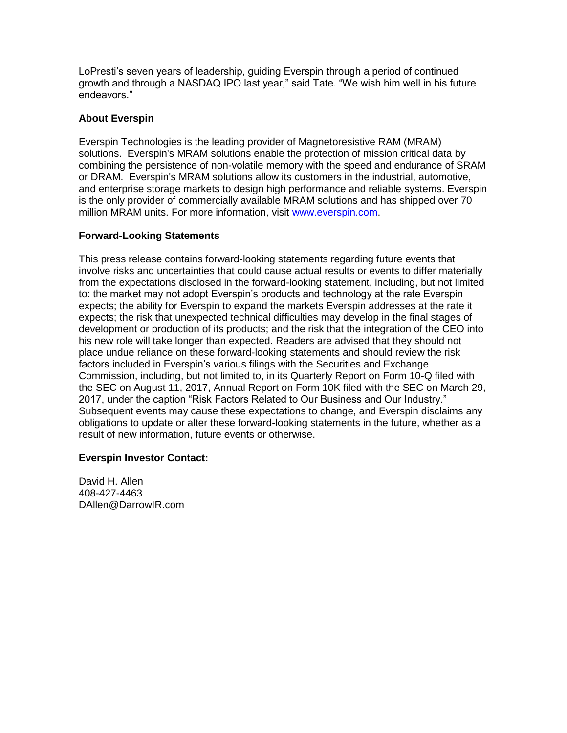LoPresti's seven years of leadership, guiding Everspin through a period of continued growth and through a NASDAQ IPO last year," said Tate. "We wish him well in his future endeavors."

**About Everspin**

Everspin Technologies is the leading provider of Magnetoresistive RAM (MRAM) solutions. Everspin's MRAM solutions enable the protection of mission critical data by combining the persistence of non-volatile memory with the speed and endurance of SRAM or DRAM. Everspin's MRAM solutions allow its customers in the industrial, automotive, and enterprise storage markets to design high performance and reliable systems. Everspin is the only provider of commercially available MRAM solutions and has shipped over 70 million MRAM units. For more information, visit www.everspin.com.

**Forward-Looking Statements**

This press release contains forward-looking statements regarding future events that involve risks and uncertainties that could cause actual results or events to differ materially from the expectations disclosed in the forward-looking statement, including, but not limited to: the market may not adopt Everspin's products and technology at the rate Everspin expects; the ability for Everspin to expand the markets Everspin addresses at the rate it expects; the risk that unexpected technical difficulties may develop in the final stages of development or production of its products; and the risk that the integration of the CEO into his new role will take longer than expected. Readers are advised that they should not place undue reliance on these forward-looking statements and should review the risk factors included in Everspin's various filings with the Securities and Exchange Commission, including, but not limited to, in its Quarterly Report on Form 10-Q filed with the SEC on August 11, 2017, Annual Report on Form 10K filed with the SEC on March 29, 2017, under the caption "Risk Factors Related to Our Business and Our Industry." Subsequent events may cause these expectations to change, and Everspin disclaims any obligations to update or alter these forward-looking statements in the future, whether as a result of new information, future events or otherwise.

**Everspin Investor Contact:**

David H. Allen
408-427-4463
DAllen@DarrowIR.com